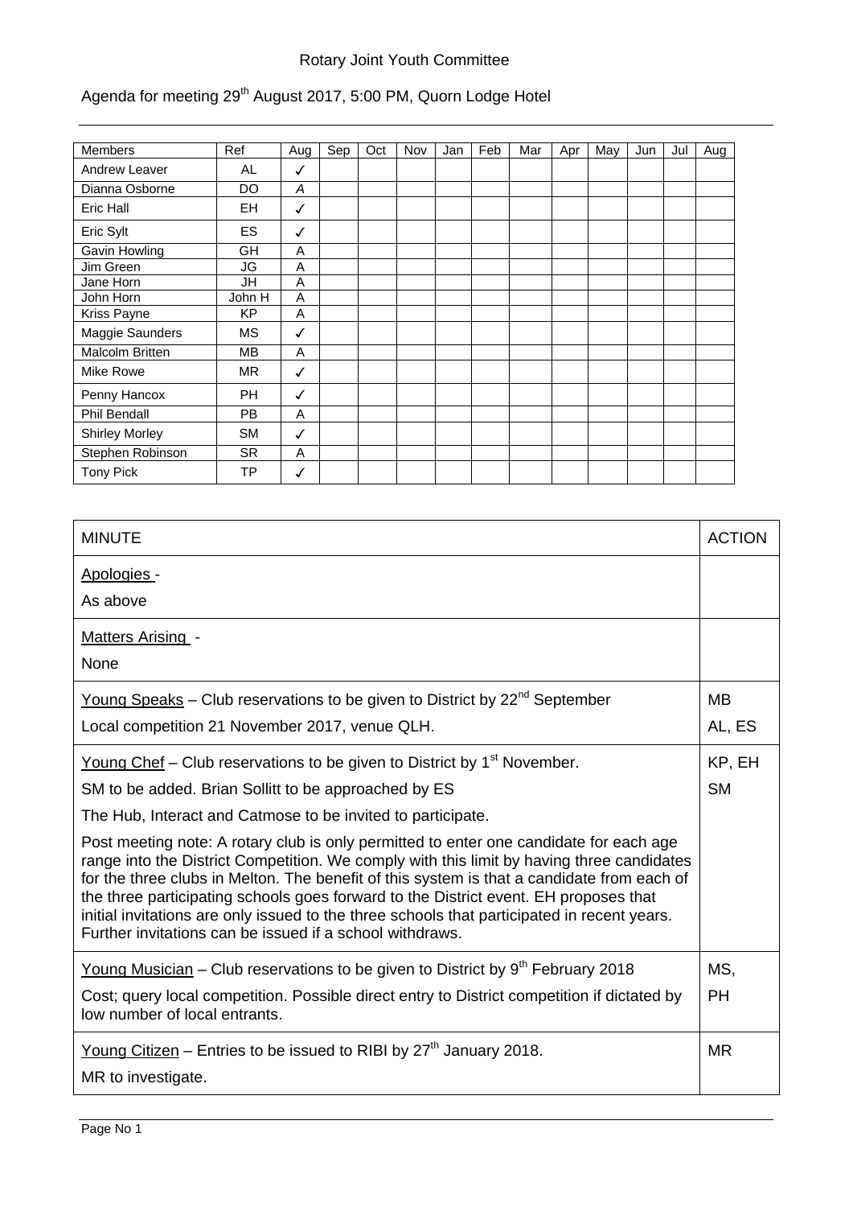Rotary Joint Youth Committee

Agenda for meeting 29th August 2017, 5:00 PM, Quorn Lodge Hotel

| Members | Ref | Aug | Sep | Oct | Nov | Jan | Feb | Mar | Apr | May | Jun | Jul | Aug |
|---|---|---|---|---|---|---|---|---|---|---|---|---|---|
| Andrew Leaver | AL | ✓ | | | | | | | | | | | |
| Dianna Osborne | DO | A | | | | | | | | | | | |
| Eric Hall | EH | ✓ | | | | | | | | | | | |
| Eric Sylt | ES | ✓ | | | | | | | | | | | |
| Gavin Howling | GH | A | | | | | | | | | | | |
| Jim Green | JG | A | | | | | | | | | | | |
| Jane Horn | JH | A | | | | | | | | | | | |
| John Horn | John H | A | | | | | | | | | | | |
| Kriss Payne | KP | A | | | | | | | | | | | |
| Maggie Saunders | MS | ✓ | | | | | | | | | | | |
| Malcolm Britten | MB | A | | | | | | | | | | | |
| Mike Rowe | MR | ✓ | | | | | | | | | | | |
| Penny Hancox | PH | ✓ | | | | | | | | | | | |
| Phil Bendall | PB | A | | | | | | | | | | | |
| Shirley Morley | SM | ✓ | | | | | | | | | | | |
| Stephen Robinson | SR | A | | | | | | | | | | | |
| Tony Pick | TP | ✓ | | | | | | | | | | | |

| MINUTE | ACTION |
|---|---|
| Apologies - <br> As above | |
| Matters Arising - <br> None | |
| Young Speaks – Club reservations to be given to District by 22nd September <br> Local competition 21 November 2017, venue QLH. | MB <br> AL, ES |
| Young Chef – Club reservations to be given to District by 1st November. <br> SM to be added. Brian Sollitt to be approached by ES <br> The Hub, Interact and Catmose to be invited to participate. <br> Post meeting note: A rotary club is only permitted to enter one candidate for each age range into the District Competition. We comply with this limit by having three candidates for the three clubs in Melton. The benefit of this system is that a candidate from each of the three participating schools goes forward to the District event. EH proposes that initial invitations are only issued to the three schools that participated in recent years. Further invitations can be issued if a school withdraws. | KP, EH <br> SM |
| Young Musician – Club reservations to be given to District by 9th February 2018 <br> Cost; query local competition. Possible direct entry to District competition if dictated by low number of local entrants. | MS, <br> PH |
| Young Citizen – Entries to be issued to RIBI by 27th January 2018. <br> MR to investigate. | MR |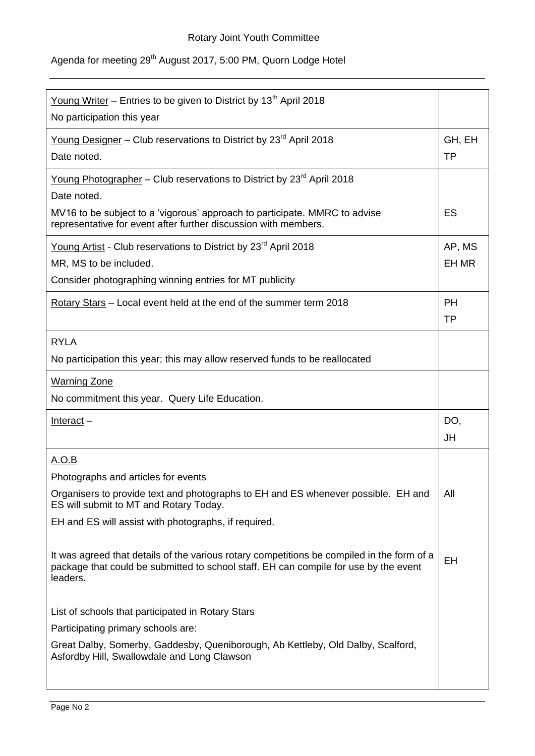Rotary Joint Youth Committee

Agenda for meeting 29th August 2017, 5:00 PM, Quorn Lodge Hotel

| | |
|---|---|
| Young Writer – Entries to be given to District by 13th April 2018<br>No participation this year | |
| Young Designer – Club reservations to District by 23rd April 2018<br>Date noted. | GH, EH<br>TP |
| Young Photographer – Club reservations to District by 23rd April 2018<br>Date noted.<br>MV16 to be subject to a 'vigorous' approach to participate. MMRC to advise representative for event after further discussion with members. | ES |
| Young Artist - Club reservations to District by 23rd April 2018<br>MR, MS to be included.<br>Consider photographing winning entries for MT publicity | AP, MS<br>EH MR |
| Rotary Stars – Local event held at the end of the summer term 2018 | PH<br>TP |
| RYLA<br>No participation this year; this may allow reserved funds to be reallocated | |
| Warning Zone<br>No commitment this year. Query Life Education. | |
| Interact – | DO,<br>JH |
| A.O.B<br>Photographs and articles for events<br>Organisers to provide text and photographs to EH and ES whenever possible. EH and ES will submit to MT and Rotary Today.<br>EH and ES will assist with photographs, if required. | All |
| It was agreed that details of the various rotary competitions be compiled in the form of a package that could be submitted to school staff. EH can compile for use by the event leaders. | EH |
| List of schools that participated in Rotary Stars<br>Participating primary schools are:<br>Great Dalby, Somerby, Gaddesby, Queniborough, Ab Kettleby, Old Dalby, Scalford, Asfordby Hill, Swallowdale and Long Clawson | |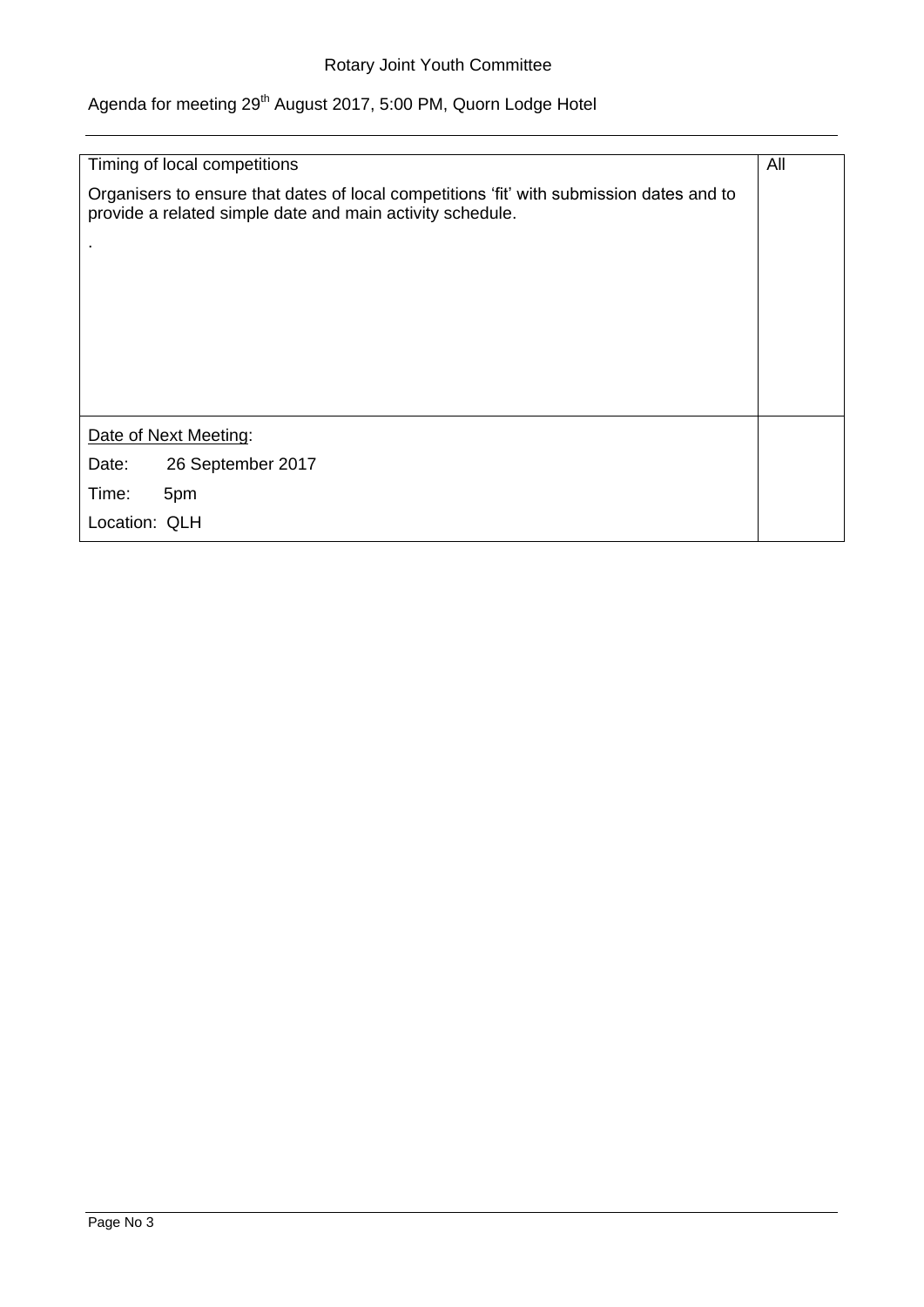Rotary Joint Youth Committee

Agenda for meeting 29th August 2017, 5:00 PM, Quorn Lodge Hotel

| | |
|---|---|
| Timing of local competitions<br><br>Organisers to ensure that dates of local competitions 'fit' with submission dates and to provide a related simple date and main activity schedule.<br><br>. | All |
| Date of Next Meeting:<br><br>Date: 26 September 2017<br><br>Time: 5pm<br><br>Location: QLH | |